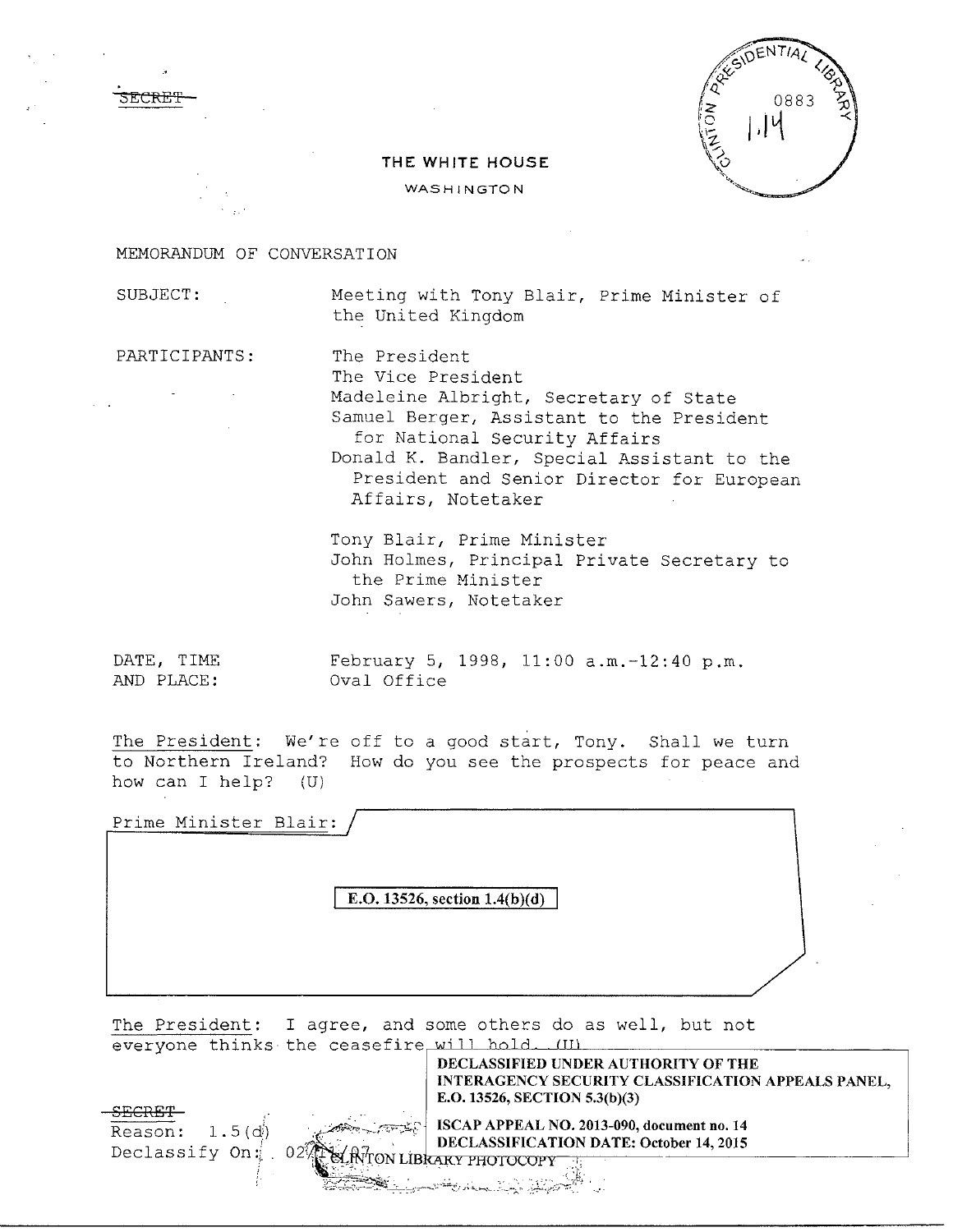~~SECRET~~

CLINTON PRESIDENTIAL LIBRARY 0883 1.14

THE WHITE HOUSE

WASHINGTON

MEMORANDUM OF CONVERSATION

SUBJECT: Meeting with Tony Blair, Prime Minister of the United Kingdom

PARTICIPANTS: The President
The Vice President
Madeleine Albright, Secretary of State
Samuel Berger, Assistant to the President for National Security Affairs
Donald K. Bandler, Special Assistant to the President and Senior Director for European Affairs, Notetaker

Tony Blair, Prime Minister
John Holmes, Principal Private Secretary to the Prime Minister
John Sawers, Notetaker

DATE, TIME AND PLACE: February 5, 1998, 11:00 a.m.-12:40 p.m.
Oval Office

The President: We're off to a good start, Tony. Shall we turn to Northern Ireland? How do you see the prospects for peace and how can I help? (U)

Prime Minister Blair: 

E.O. 13526, section 1.4(b)(d)

The President: I agree, and some others do as well, but not everyone thinks the ceasefire will hold. (U)

DECLASSIFIED UNDER AUTHORITY OF THE INTERAGENCY SECURITY CLASSIFICATION APPEALS PANEL, E.O. 13526, SECTION 5.3(b)(3)

ISCAP APPEAL NO. 2013-090, document no. 14
DECLASSIFICATION DATE: October 14, 2015

~~SECRET~~
Reason: 1.5(d)
Declassify On: 02/.../07

CLINTON LIBRARY PHOTOCOPY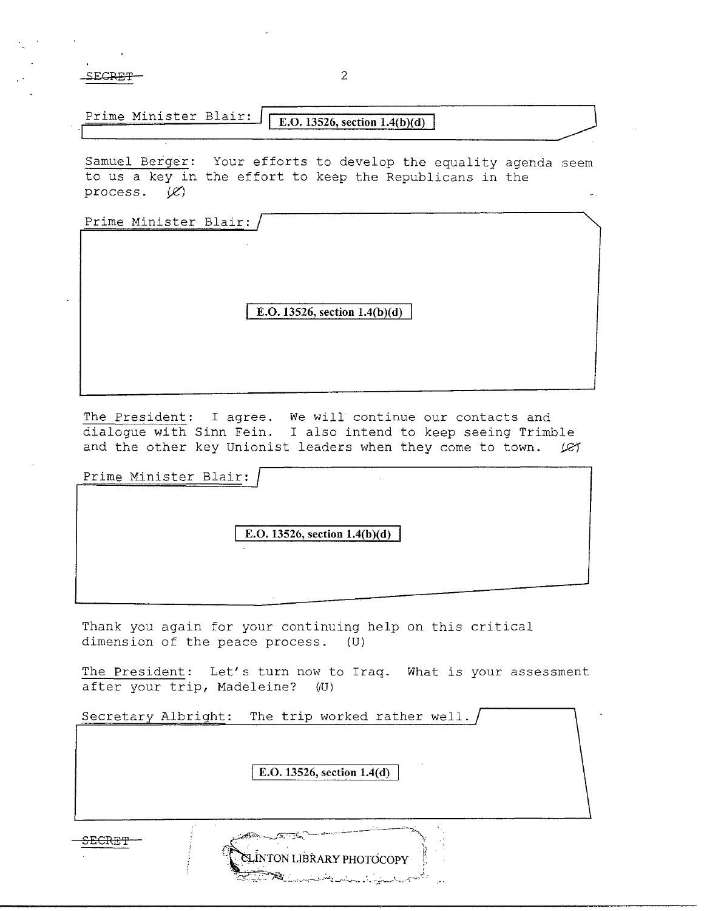SECRET

Prime Minister Blair: E.O. 13526, section 1.4(b)(d)

Samuel Berger: Your efforts to develop the equality agenda seem to us a key in the effort to keep the Republicans in the process. (C)

Prime Minister Blair: E.O. 13526, section 1.4(b)(d)

The President: I agree. We will continue our contacts and dialogue with Sinn Fein. I also intend to keep seeing Trimble and the other key Unionist leaders when they come to town. (C)

Prime Minister Blair: E.O. 13526, section 1.4(b)(d)

Thank you again for your continuing help on this critical dimension of the peace process. (U)

The President: Let's turn now to Iraq. What is your assessment after your trip, Madeleine? (U)

Secretary Albright: The trip worked rather well. E.O. 13526, section 1.4(d)

SECRET

CLINTON LIBRARY PHOTOCOPY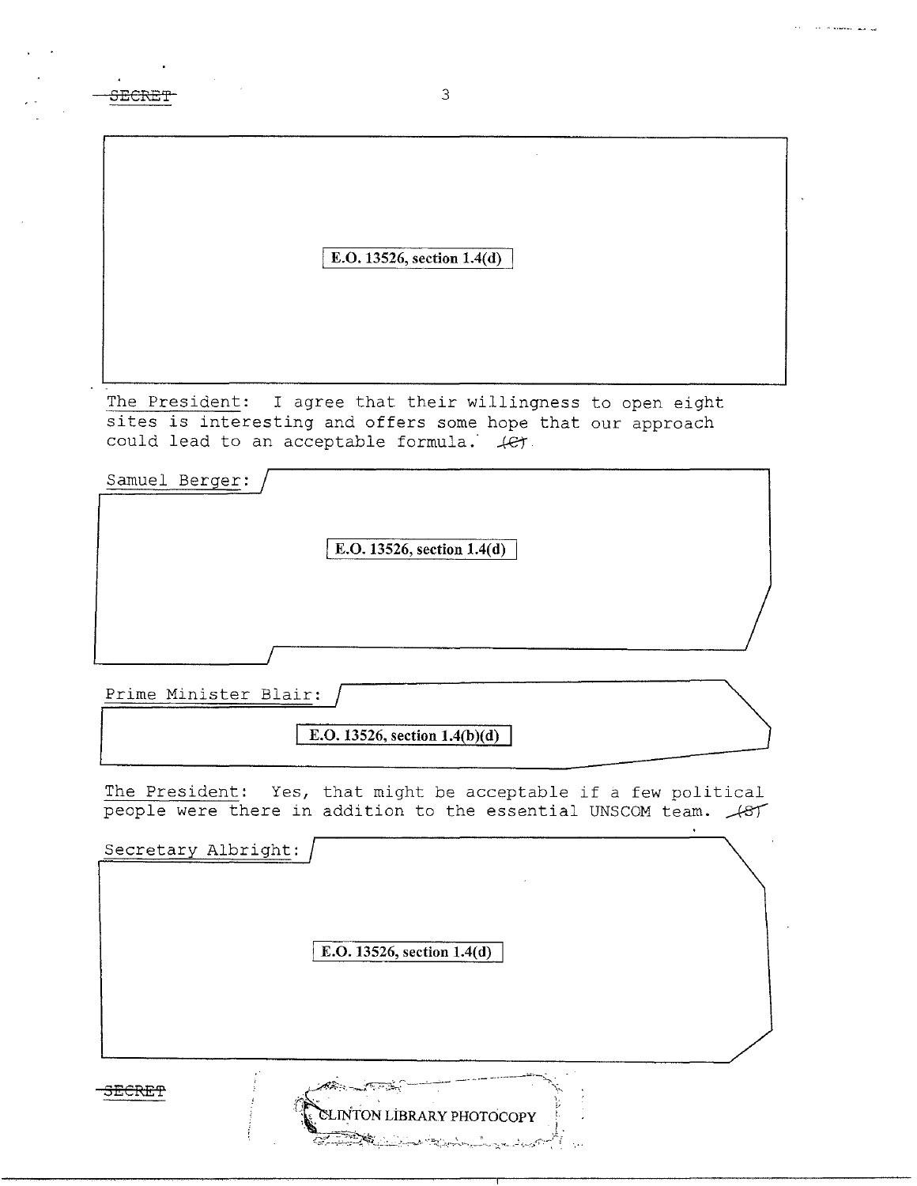E.O. 13526, section 1.4(d)

The President: I agree that their willingness to open eight sites is interesting and offers some hope that our approach could lead to an acceptable formula. (C)

Samuel Berger:

E.O. 13526, section 1.4(d)

Prime Minister Blair:

E.O. 13526, section 1.4(b)(d)

The President: Yes, that might be acceptable if a few political people were there in addition to the essential UNSCOM team. (S)

Secretary Albright:

E.O. 13526, section 1.4(d)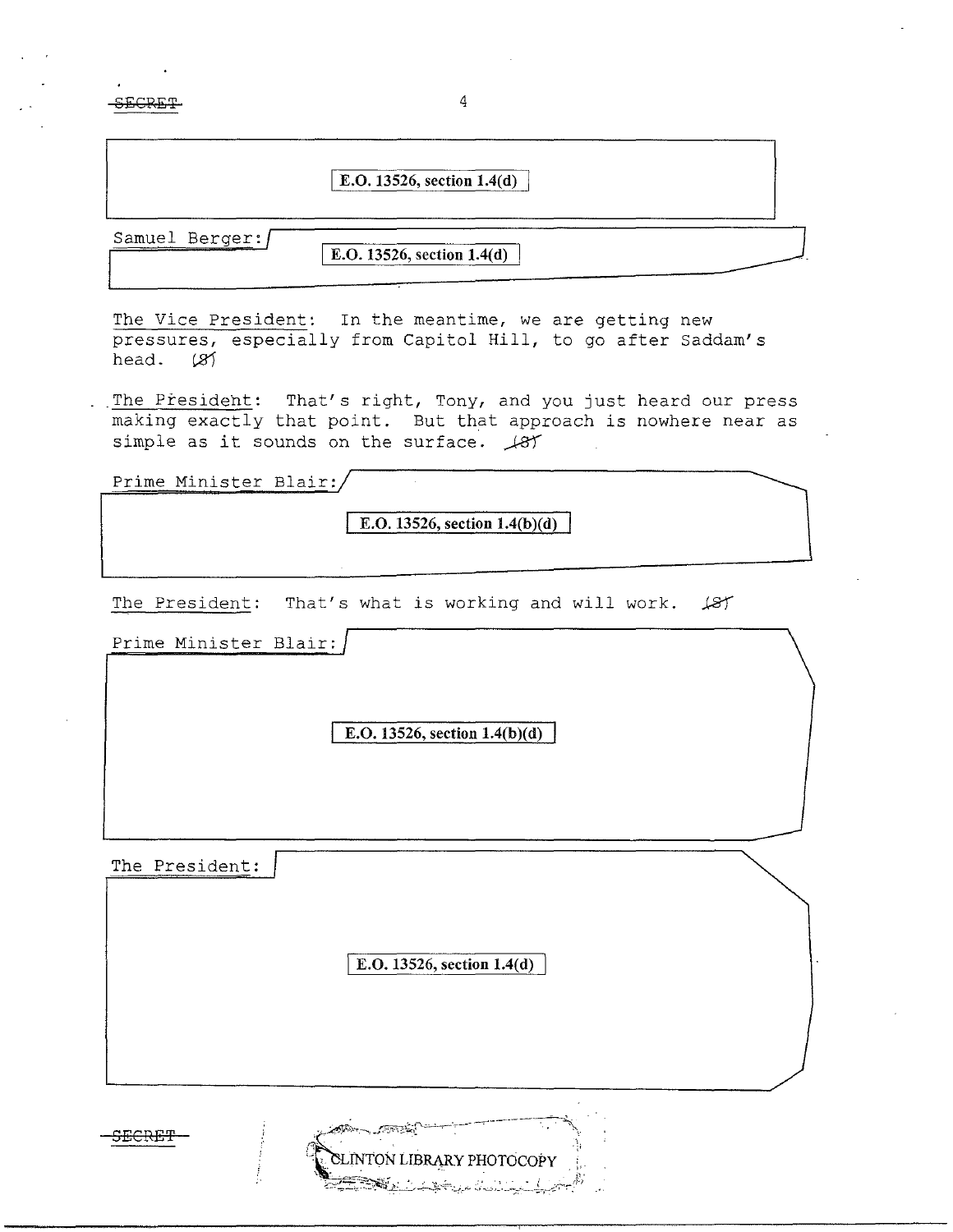E.O. 13526, section 1.4(d)

Samuel Berger: E.O. 13526, section 1.4(d)

The Vice President: In the meantime, we are getting new pressures, especially from Capitol Hill, to go after Saddam's head. (S)

The President: That's right, Tony, and you just heard our press making exactly that point. But that approach is nowhere near as simple as it sounds on the surface. (S)

Prime Minister Blair: E.O. 13526, section 1.4(b)(d)

The President: That's what is working and will work. (S)

Prime Minister Blair: E.O. 13526, section 1.4(b)(d)

The President: E.O. 13526, section 1.4(d)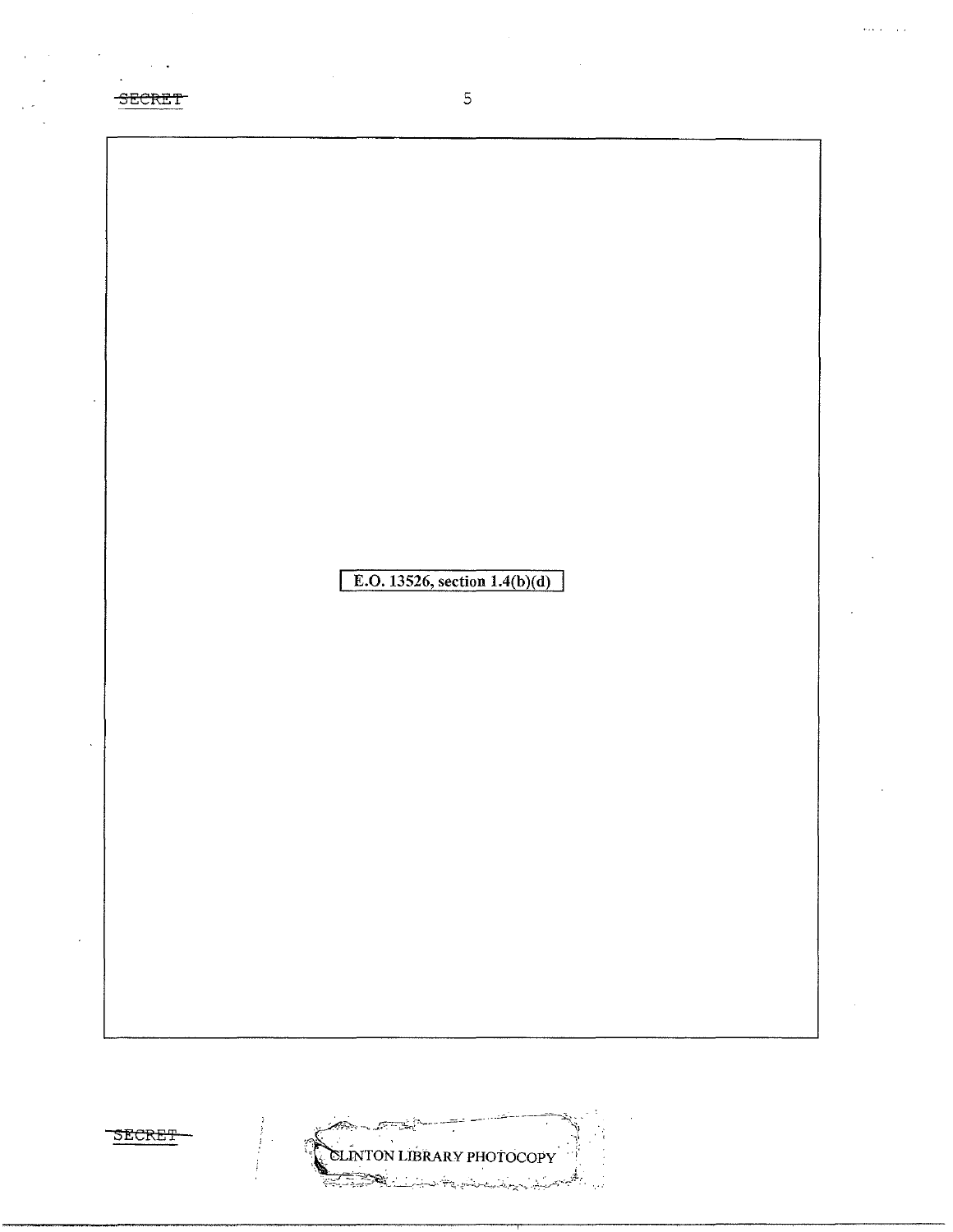E.O. 13526, section 1.4(b)(d)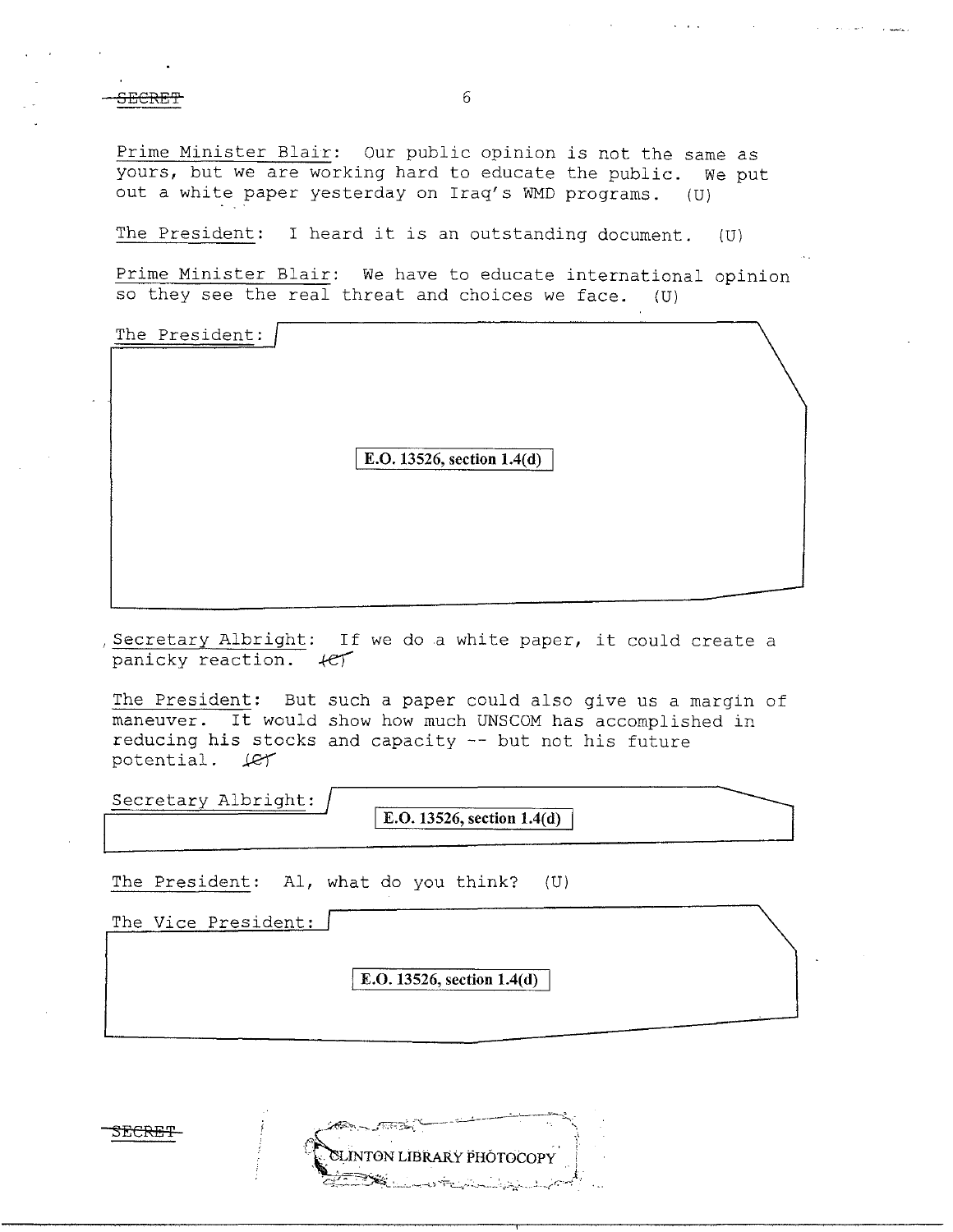~~SECRET~~

Prime Minister Blair: Our public opinion is not the same as yours, but we are working hard to educate the public. We put out a white paper yesterday on Iraq's WMD programs. (U)

The President: I heard it is an outstanding document. (U)

Prime Minister Blair: We have to educate international opinion so they see the real threat and choices we face. (U)

The President: 

**E.O. 13526, section 1.4(d)**

Secretary Albright: If we do a white paper, it could create a panicky reaction. ~~(C)~~

The President: But such a paper could also give us a margin of maneuver. It would show how much UNSCOM has accomplished in reducing his stocks and capacity -- but not his future potential. ~~(C)~~

Secretary Albright: 

**E.O. 13526, section 1.4(d)**

The President: Al, what do you think? (U)

The Vice President: 

**E.O. 13526, section 1.4(d)**

~~SECRET~~

CLINTON LIBRARY PHOTOCOPY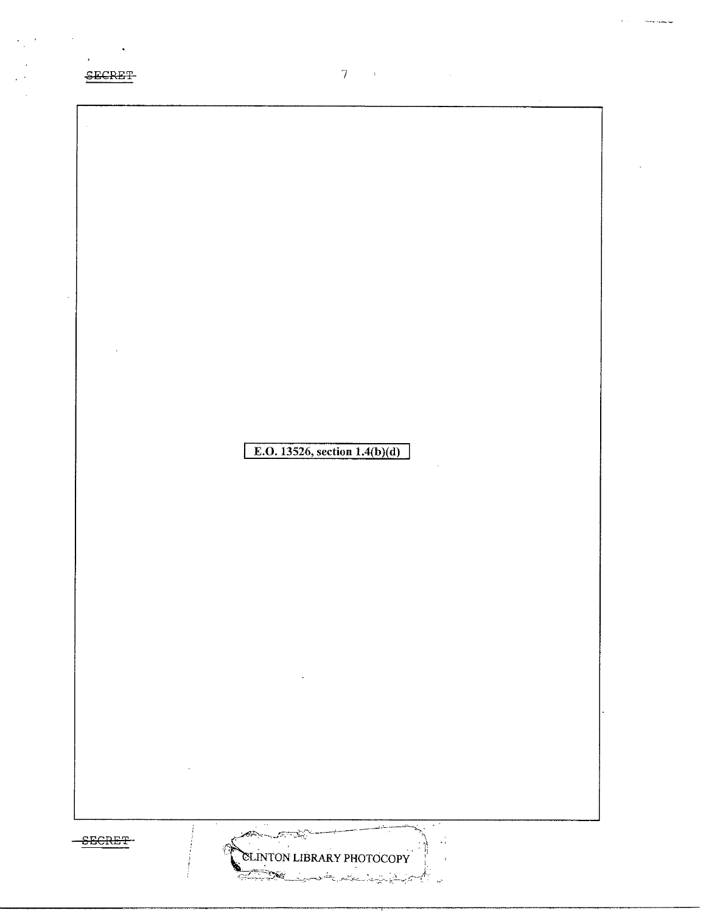SECRET

E.O. 13526, section 1.4(b)(d)

SECRET

CLINTON LIBRARY PHOTOCOPY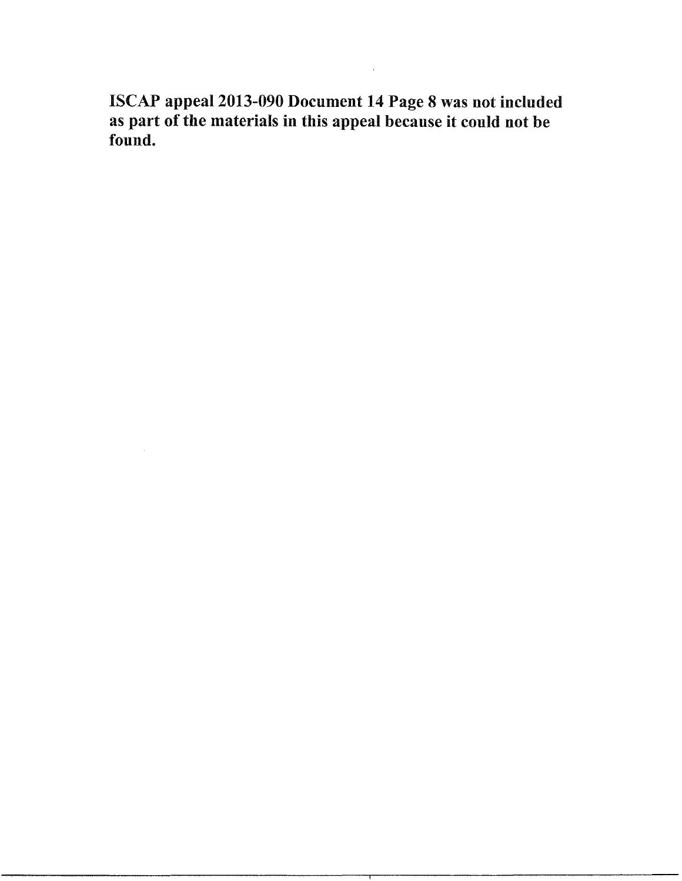**ISCAP appeal 2013-090 Document 14 Page 8 was not included as part of the materials in this appeal because it could not be found.**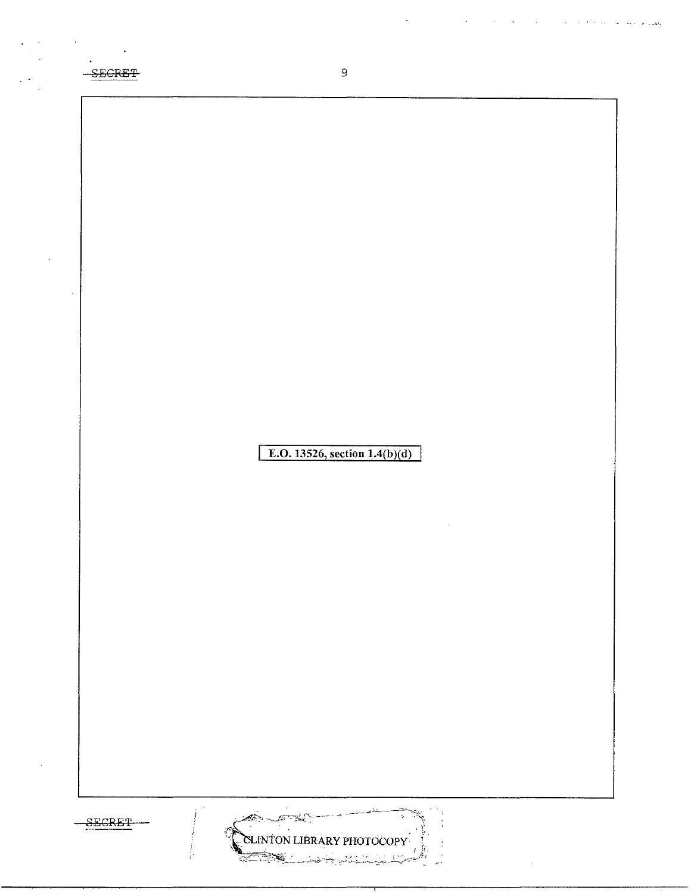E.O. 13526, section 1.4(b)(d)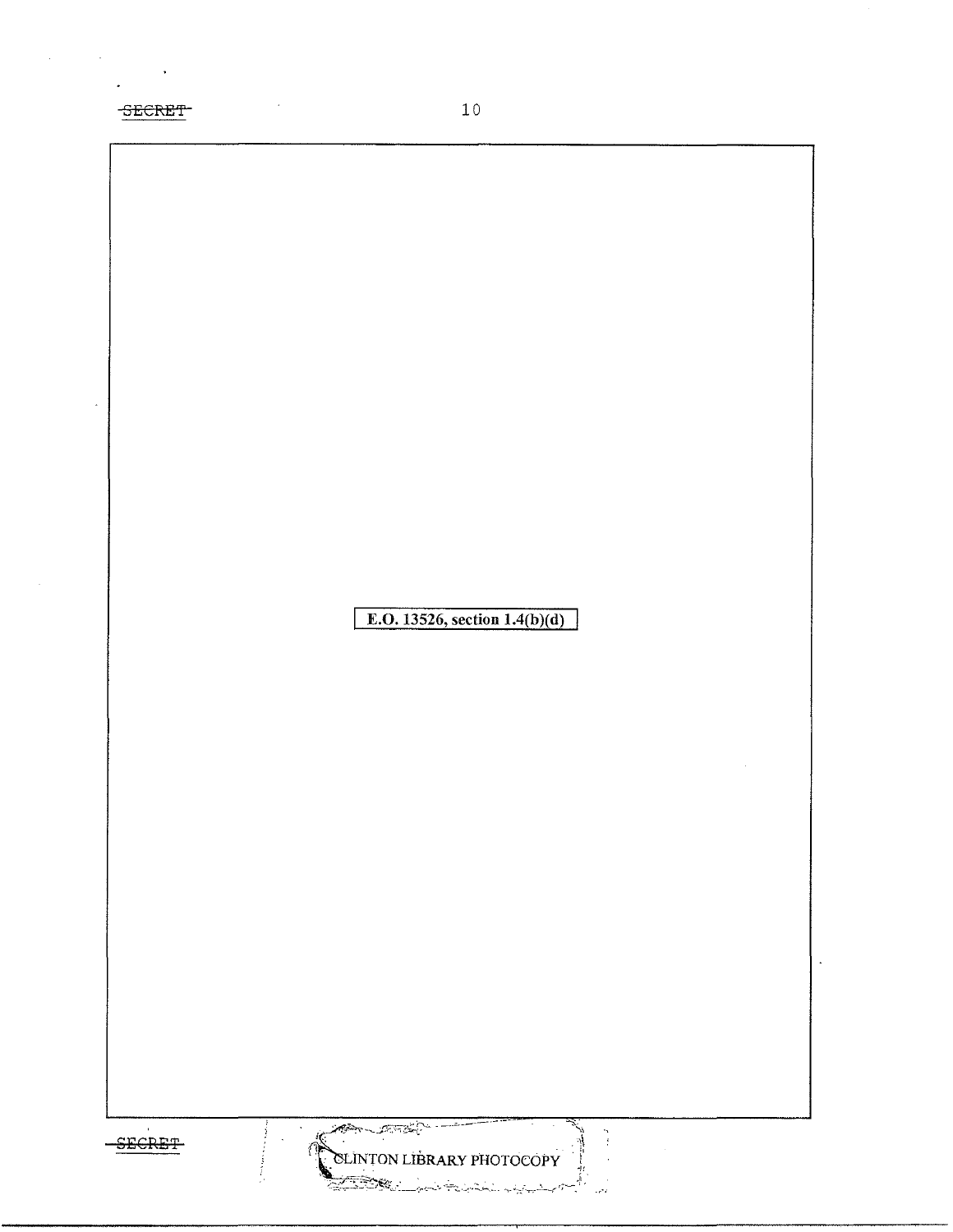E.O. 13526, section 1.4(b)(d)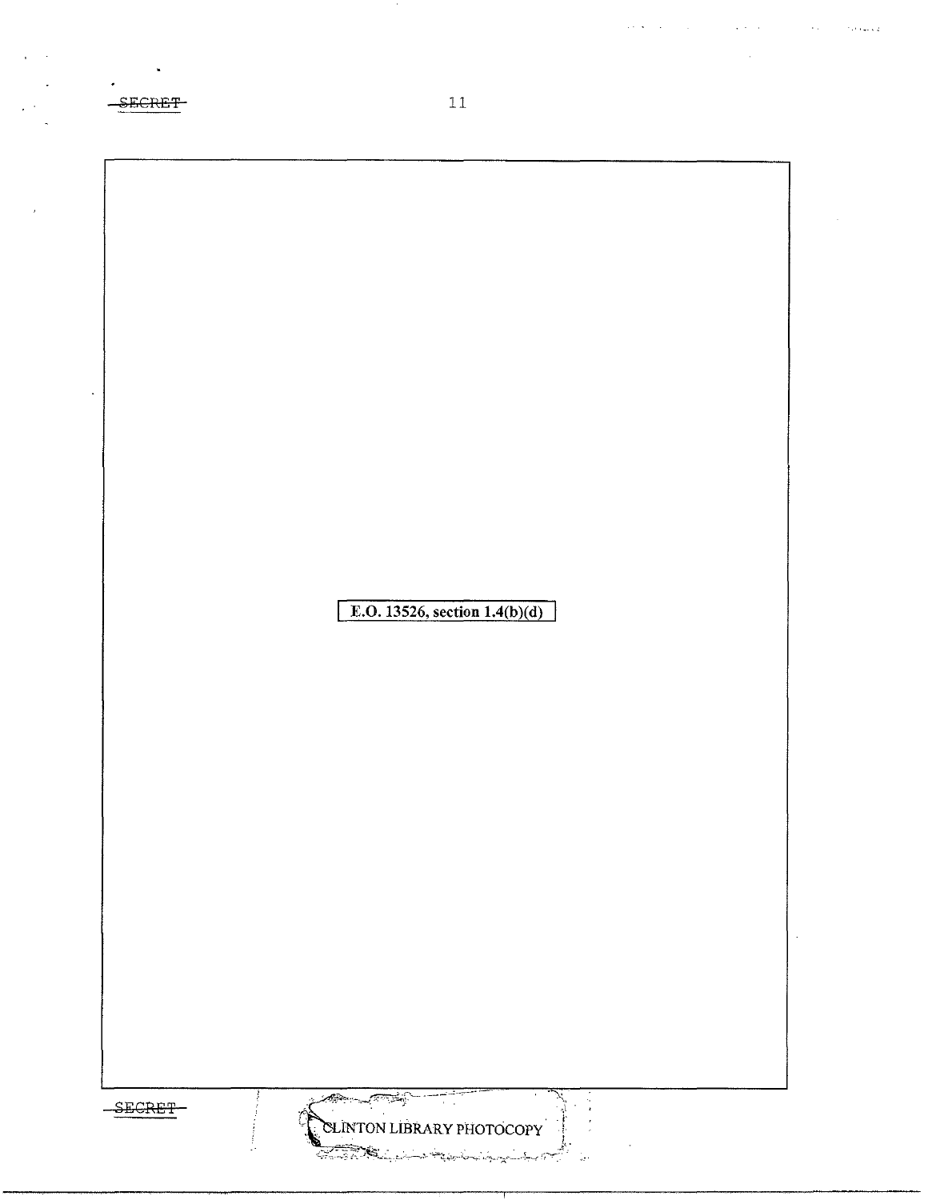SECRET

E.O. 13526, section 1.4(b)(d)

SECRET

CLINTON LIBRARY PHOTOCOPY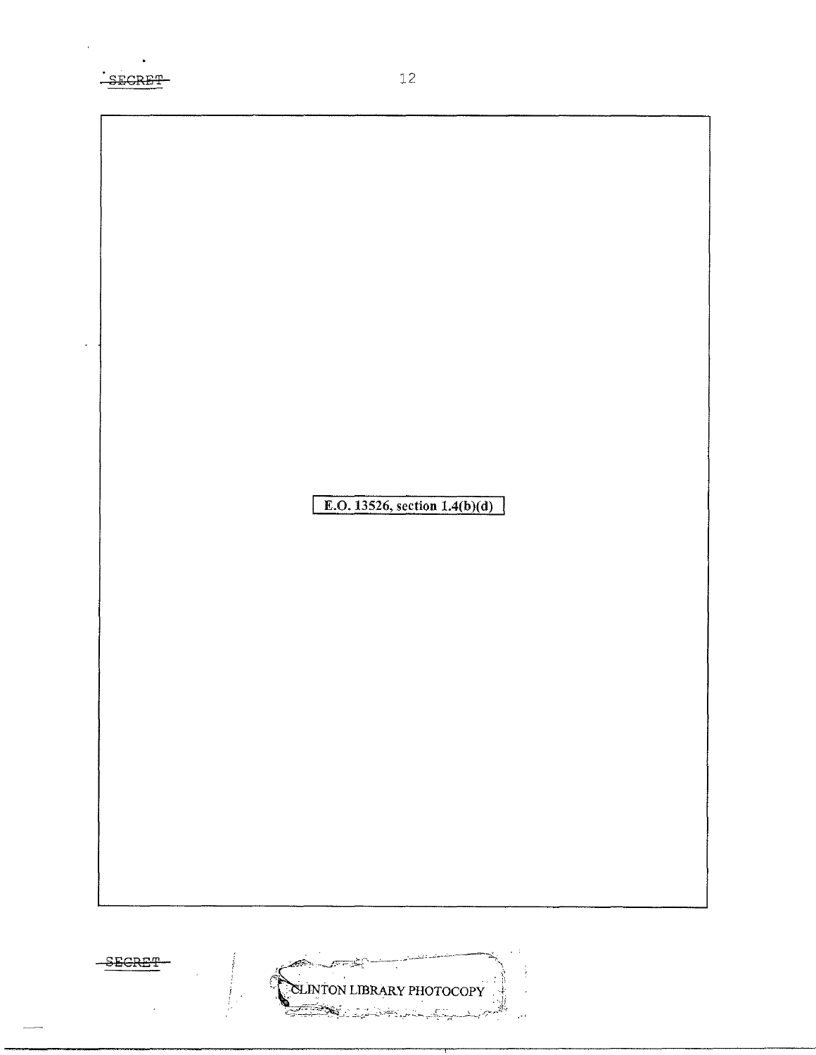E.O. 13526, section 1.4(b)(d)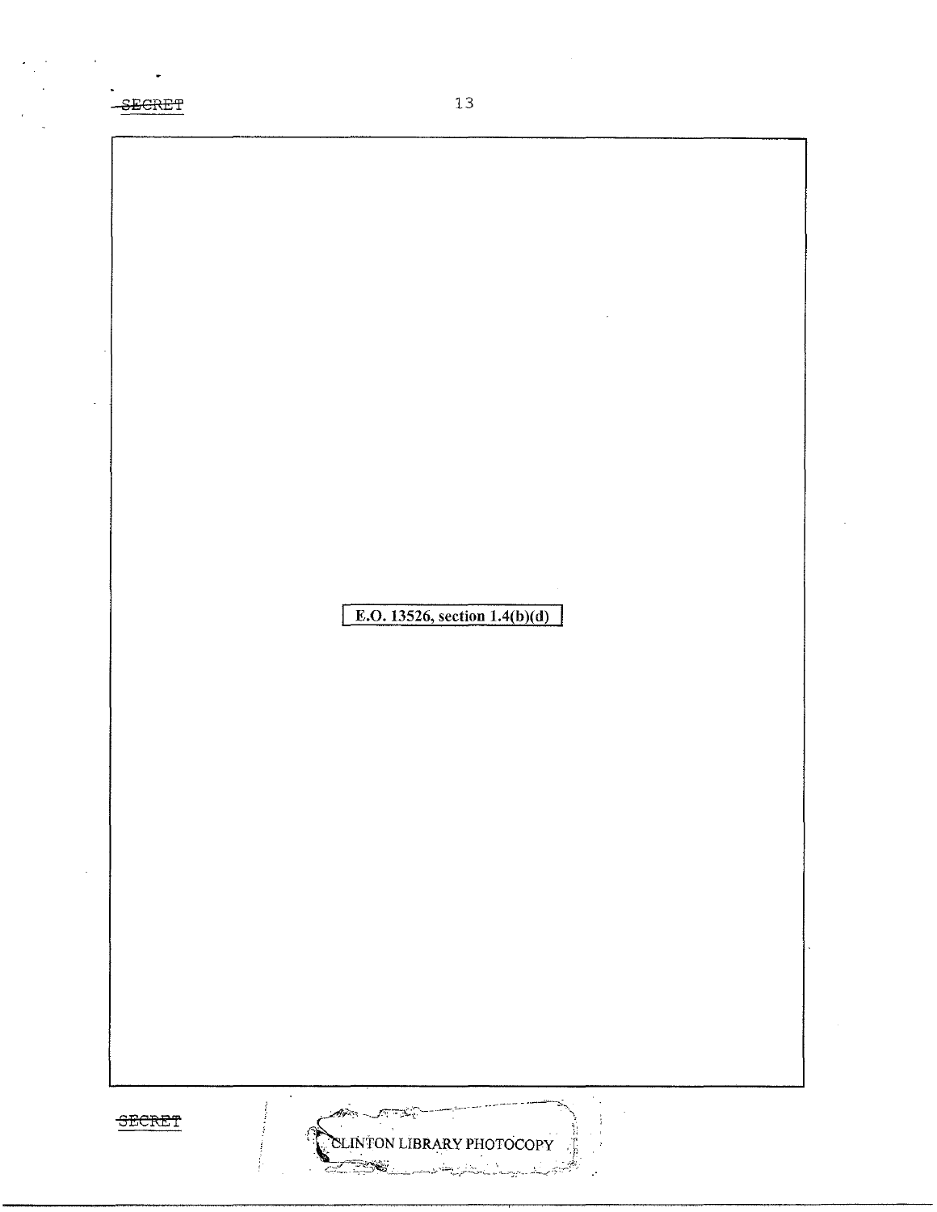E.O. 13526, section 1.4(b)(d)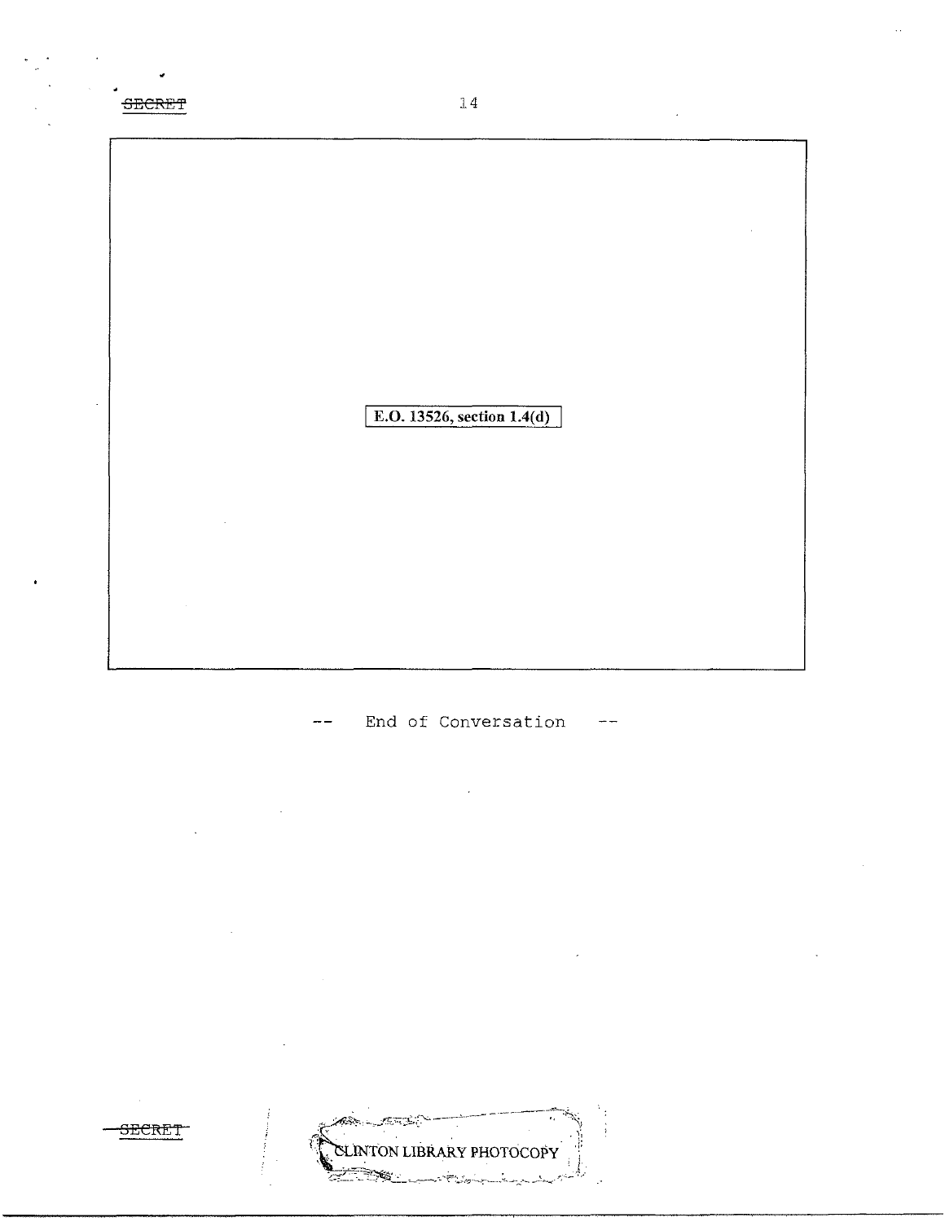E.O. 13526, section 1.4(d)

-- End of Conversation --

SECRET

CLINTON LIBRARY PHOTOCOPY